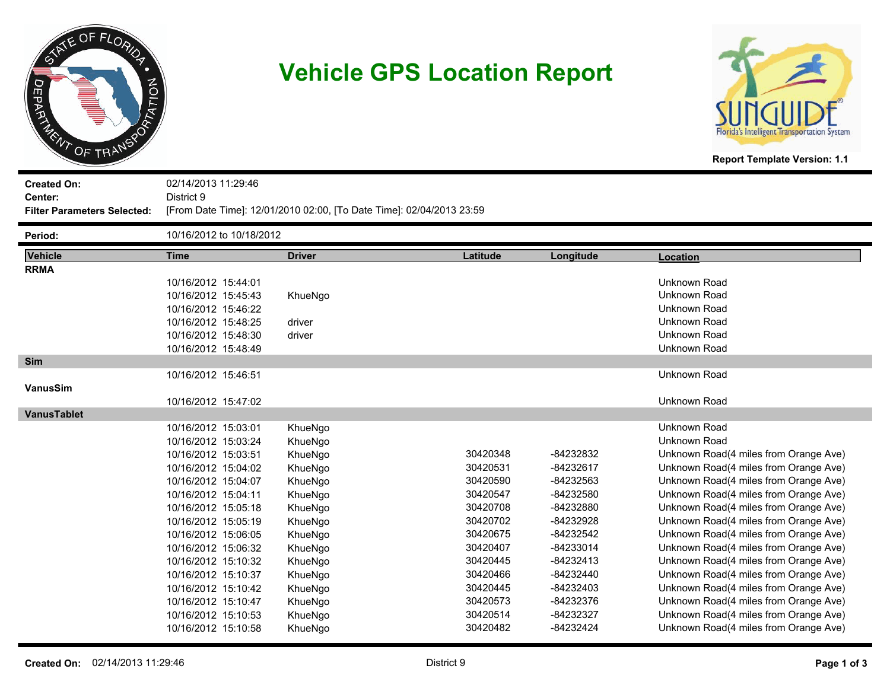# Vehicle GPS Location Report

Report Template Version: 1.1

**Created On:** 02/14/2013 11:29:46
**Center:** District 9
**Filter Parameters Selected:** [From Date Time]: 12/01/2010 02:00, [To Date Time]: 02/04/2013 23:59

**Period:** 10/16/2012 to 10/18/2012

| Vehicle | Time | Driver | Latitude | Longitude | Location |
|---|---|---|---|---|---|
| **RRMA** | | | | | |
| | 10/16/2012 15:44:01 | | | | Unknown Road |
| | 10/16/2012 15:45:43 | KhueNgo | | | Unknown Road |
| | 10/16/2012 15:46:22 | | | | Unknown Road |
| | 10/16/2012 15:48:25 | driver | | | Unknown Road |
| | 10/16/2012 15:48:30 | driver | | | Unknown Road |
| | 10/16/2012 15:48:49 | | | | Unknown Road |
| **Sim** | | | | | |
| | 10/16/2012 15:46:51 | | | | Unknown Road |
| **VanusSim** | | | | | |
| | 10/16/2012 15:47:02 | | | | Unknown Road |
| **VanusTablet** | | | | | |
| | 10/16/2012 15:03:01 | KhueNgo | | | Unknown Road |
| | 10/16/2012 15:03:24 | KhueNgo | | | Unknown Road |
| | 10/16/2012 15:03:51 | KhueNgo | 30420348 | -84232832 | Unknown Road(4 miles from Orange Ave) |
| | 10/16/2012 15:04:02 | KhueNgo | 30420531 | -84232617 | Unknown Road(4 miles from Orange Ave) |
| | 10/16/2012 15:04:07 | KhueNgo | 30420590 | -84232563 | Unknown Road(4 miles from Orange Ave) |
| | 10/16/2012 15:04:11 | KhueNgo | 30420547 | -84232580 | Unknown Road(4 miles from Orange Ave) |
| | 10/16/2012 15:05:18 | KhueNgo | 30420708 | -84232880 | Unknown Road(4 miles from Orange Ave) |
| | 10/16/2012 15:05:19 | KhueNgo | 30420702 | -84232928 | Unknown Road(4 miles from Orange Ave) |
| | 10/16/2012 15:06:05 | KhueNgo | 30420675 | -84232542 | Unknown Road(4 miles from Orange Ave) |
| | 10/16/2012 15:06:32 | KhueNgo | 30420407 | -84233014 | Unknown Road(4 miles from Orange Ave) |
| | 10/16/2012 15:10:32 | KhueNgo | 30420445 | -84232413 | Unknown Road(4 miles from Orange Ave) |
| | 10/16/2012 15:10:37 | KhueNgo | 30420466 | -84232440 | Unknown Road(4 miles from Orange Ave) |
| | 10/16/2012 15:10:42 | KhueNgo | 30420445 | -84232403 | Unknown Road(4 miles from Orange Ave) |
| | 10/16/2012 15:10:47 | KhueNgo | 30420573 | -84232376 | Unknown Road(4 miles from Orange Ave) |
| | 10/16/2012 15:10:53 | KhueNgo | 30420514 | -84232327 | Unknown Road(4 miles from Orange Ave) |
| | 10/16/2012 15:10:58 | KhueNgo | 30420482 | -84232424 | Unknown Road(4 miles from Orange Ave) |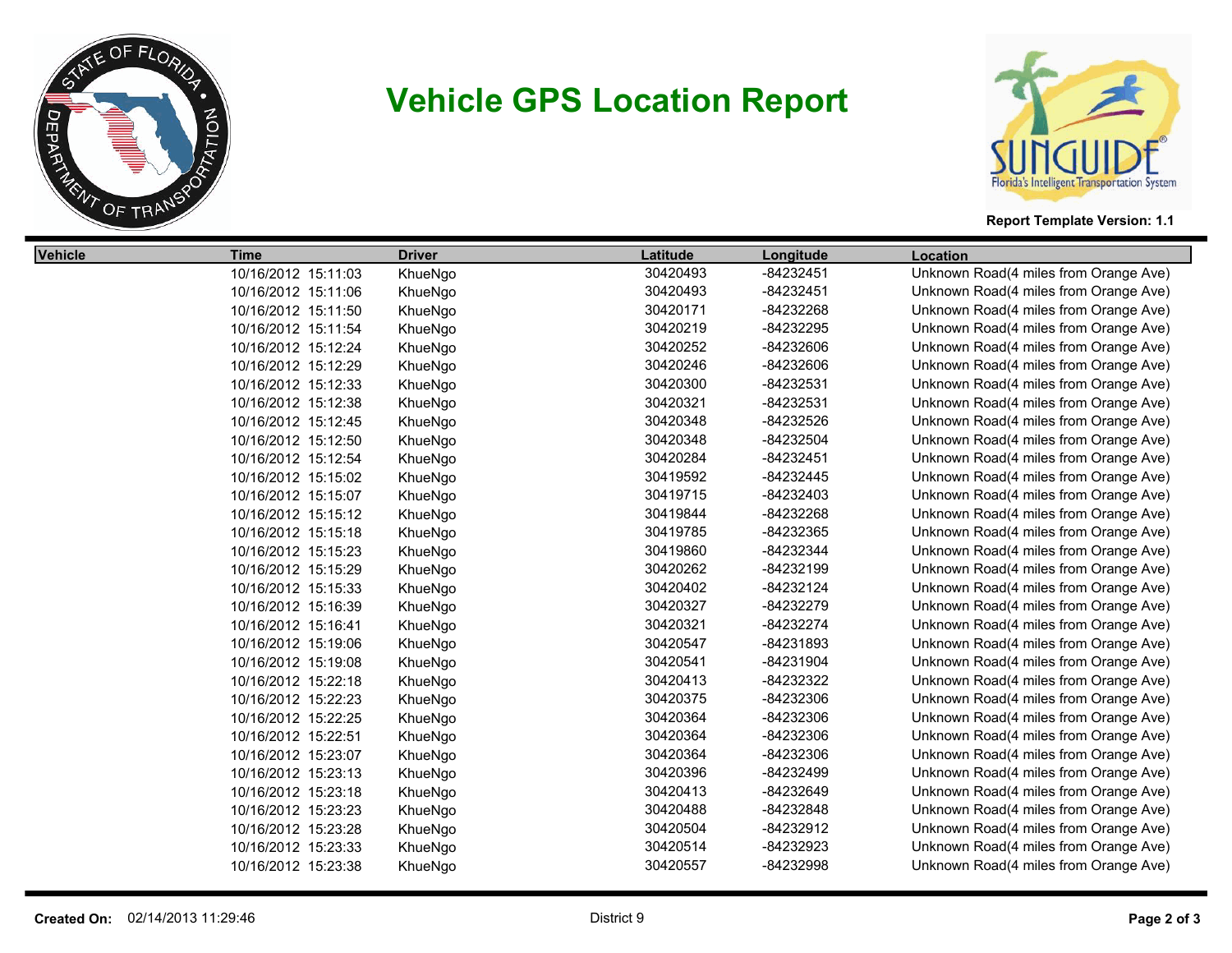# Vehicle GPS Location Report

Report Template Version: 1.1

| Vehicle | Time | Driver | Latitude | Longitude | Location |
|---|---|---|---|---|---|
| | 10/16/2012 15:11:03 | KhueNgo | 30420493 | -84232451 | Unknown Road(4 miles from Orange Ave) |
| | 10/16/2012 15:11:06 | KhueNgo | 30420493 | -84232451 | Unknown Road(4 miles from Orange Ave) |
| | 10/16/2012 15:11:50 | KhueNgo | 30420171 | -84232268 | Unknown Road(4 miles from Orange Ave) |
| | 10/16/2012 15:11:54 | KhueNgo | 30420219 | -84232295 | Unknown Road(4 miles from Orange Ave) |
| | 10/16/2012 15:12:24 | KhueNgo | 30420252 | -84232606 | Unknown Road(4 miles from Orange Ave) |
| | 10/16/2012 15:12:29 | KhueNgo | 30420246 | -84232606 | Unknown Road(4 miles from Orange Ave) |
| | 10/16/2012 15:12:33 | KhueNgo | 30420300 | -84232531 | Unknown Road(4 miles from Orange Ave) |
| | 10/16/2012 15:12:38 | KhueNgo | 30420321 | -84232531 | Unknown Road(4 miles from Orange Ave) |
| | 10/16/2012 15:12:45 | KhueNgo | 30420348 | -84232526 | Unknown Road(4 miles from Orange Ave) |
| | 10/16/2012 15:12:50 | KhueNgo | 30420348 | -84232504 | Unknown Road(4 miles from Orange Ave) |
| | 10/16/2012 15:12:54 | KhueNgo | 30420284 | -84232451 | Unknown Road(4 miles from Orange Ave) |
| | 10/16/2012 15:15:02 | KhueNgo | 30419592 | -84232445 | Unknown Road(4 miles from Orange Ave) |
| | 10/16/2012 15:15:07 | KhueNgo | 30419715 | -84232403 | Unknown Road(4 miles from Orange Ave) |
| | 10/16/2012 15:15:12 | KhueNgo | 30419844 | -84232268 | Unknown Road(4 miles from Orange Ave) |
| | 10/16/2012 15:15:18 | KhueNgo | 30419785 | -84232365 | Unknown Road(4 miles from Orange Ave) |
| | 10/16/2012 15:15:23 | KhueNgo | 30419860 | -84232344 | Unknown Road(4 miles from Orange Ave) |
| | 10/16/2012 15:15:29 | KhueNgo | 30420262 | -84232199 | Unknown Road(4 miles from Orange Ave) |
| | 10/16/2012 15:15:33 | KhueNgo | 30420402 | -84232124 | Unknown Road(4 miles from Orange Ave) |
| | 10/16/2012 15:16:39 | KhueNgo | 30420327 | -84232279 | Unknown Road(4 miles from Orange Ave) |
| | 10/16/2012 15:16:41 | KhueNgo | 30420321 | -84232274 | Unknown Road(4 miles from Orange Ave) |
| | 10/16/2012 15:19:06 | KhueNgo | 30420547 | -84231893 | Unknown Road(4 miles from Orange Ave) |
| | 10/16/2012 15:19:08 | KhueNgo | 30420541 | -84231904 | Unknown Road(4 miles from Orange Ave) |
| | 10/16/2012 15:22:18 | KhueNgo | 30420413 | -84232322 | Unknown Road(4 miles from Orange Ave) |
| | 10/16/2012 15:22:23 | KhueNgo | 30420375 | -84232306 | Unknown Road(4 miles from Orange Ave) |
| | 10/16/2012 15:22:25 | KhueNgo | 30420364 | -84232306 | Unknown Road(4 miles from Orange Ave) |
| | 10/16/2012 15:22:51 | KhueNgo | 30420364 | -84232306 | Unknown Road(4 miles from Orange Ave) |
| | 10/16/2012 15:23:07 | KhueNgo | 30420364 | -84232306 | Unknown Road(4 miles from Orange Ave) |
| | 10/16/2012 15:23:13 | KhueNgo | 30420396 | -84232499 | Unknown Road(4 miles from Orange Ave) |
| | 10/16/2012 15:23:18 | KhueNgo | 30420413 | -84232649 | Unknown Road(4 miles from Orange Ave) |
| | 10/16/2012 15:23:23 | KhueNgo | 30420488 | -84232848 | Unknown Road(4 miles from Orange Ave) |
| | 10/16/2012 15:23:28 | KhueNgo | 30420504 | -84232912 | Unknown Road(4 miles from Orange Ave) |
| | 10/16/2012 15:23:33 | KhueNgo | 30420514 | -84232923 | Unknown Road(4 miles from Orange Ave) |
| | 10/16/2012 15:23:38 | KhueNgo | 30420557 | -84232998 | Unknown Road(4 miles from Orange Ave) |

**Created On:** 02/14/2013 11:29:46 District 9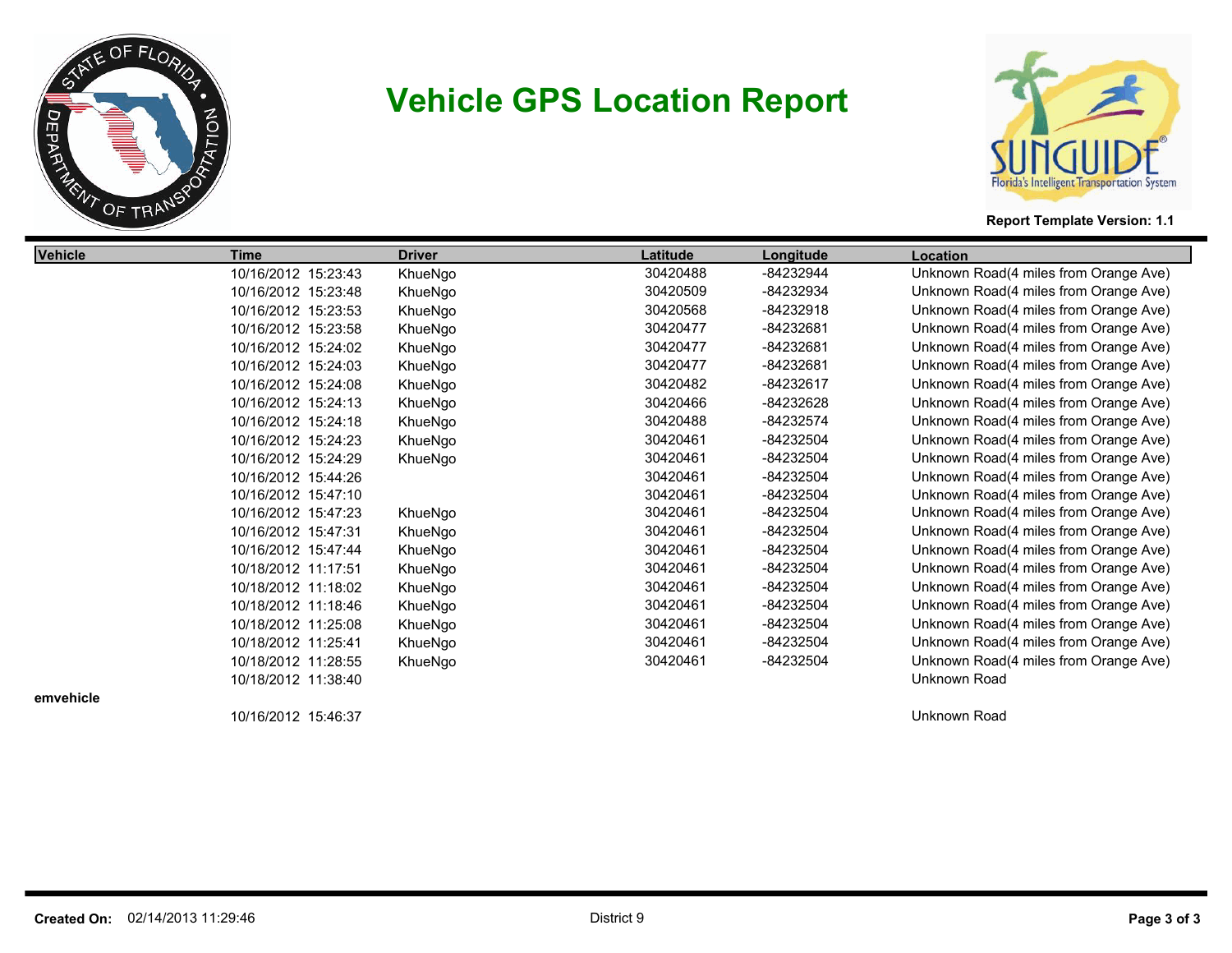# Vehicle GPS Location Report

**Report Template Version: 1.1**

| Vehicle | Time | Driver | Latitude | Longitude | Location |
|---|---|---|---|---|---|
| | 10/16/2012 15:23:43 | KhueNgo | 30420488 | -84232944 | Unknown Road(4 miles from Orange Ave) |
| | 10/16/2012 15:23:48 | KhueNgo | 30420509 | -84232934 | Unknown Road(4 miles from Orange Ave) |
| | 10/16/2012 15:23:53 | KhueNgo | 30420568 | -84232918 | Unknown Road(4 miles from Orange Ave) |
| | 10/16/2012 15:23:58 | KhueNgo | 30420477 | -84232681 | Unknown Road(4 miles from Orange Ave) |
| | 10/16/2012 15:24:02 | KhueNgo | 30420477 | -84232681 | Unknown Road(4 miles from Orange Ave) |
| | 10/16/2012 15:24:03 | KhueNgo | 30420477 | -84232681 | Unknown Road(4 miles from Orange Ave) |
| | 10/16/2012 15:24:08 | KhueNgo | 30420482 | -84232617 | Unknown Road(4 miles from Orange Ave) |
| | 10/16/2012 15:24:13 | KhueNgo | 30420466 | -84232628 | Unknown Road(4 miles from Orange Ave) |
| | 10/16/2012 15:24:18 | KhueNgo | 30420488 | -84232574 | Unknown Road(4 miles from Orange Ave) |
| | 10/16/2012 15:24:23 | KhueNgo | 30420461 | -84232504 | Unknown Road(4 miles from Orange Ave) |
| | 10/16/2012 15:24:29 | KhueNgo | 30420461 | -84232504 | Unknown Road(4 miles from Orange Ave) |
| | 10/16/2012 15:44:26 | | 30420461 | -84232504 | Unknown Road(4 miles from Orange Ave) |
| | 10/16/2012 15:47:10 | | 30420461 | -84232504 | Unknown Road(4 miles from Orange Ave) |
| | 10/16/2012 15:47:23 | KhueNgo | 30420461 | -84232504 | Unknown Road(4 miles from Orange Ave) |
| | 10/16/2012 15:47:31 | KhueNgo | 30420461 | -84232504 | Unknown Road(4 miles from Orange Ave) |
| | 10/16/2012 15:47:44 | KhueNgo | 30420461 | -84232504 | Unknown Road(4 miles from Orange Ave) |
| | 10/18/2012 11:17:51 | KhueNgo | 30420461 | -84232504 | Unknown Road(4 miles from Orange Ave) |
| | 10/18/2012 11:18:02 | KhueNgo | 30420461 | -84232504 | Unknown Road(4 miles from Orange Ave) |
| | 10/18/2012 11:18:46 | KhueNgo | 30420461 | -84232504 | Unknown Road(4 miles from Orange Ave) |
| | 10/18/2012 11:25:08 | KhueNgo | 30420461 | -84232504 | Unknown Road(4 miles from Orange Ave) |
| | 10/18/2012 11:25:41 | KhueNgo | 30420461 | -84232504 | Unknown Road(4 miles from Orange Ave) |
| | 10/18/2012 11:28:55 | KhueNgo | 30420461 | -84232504 | Unknown Road(4 miles from Orange Ave) |
| | 10/18/2012 11:38:40 | | | | Unknown Road |
| **emvehicle** | | | | | |
| | 10/16/2012 15:46:37 | | | | Unknown Road |

**Created On:** 02/14/2013 11:29:46

District 9